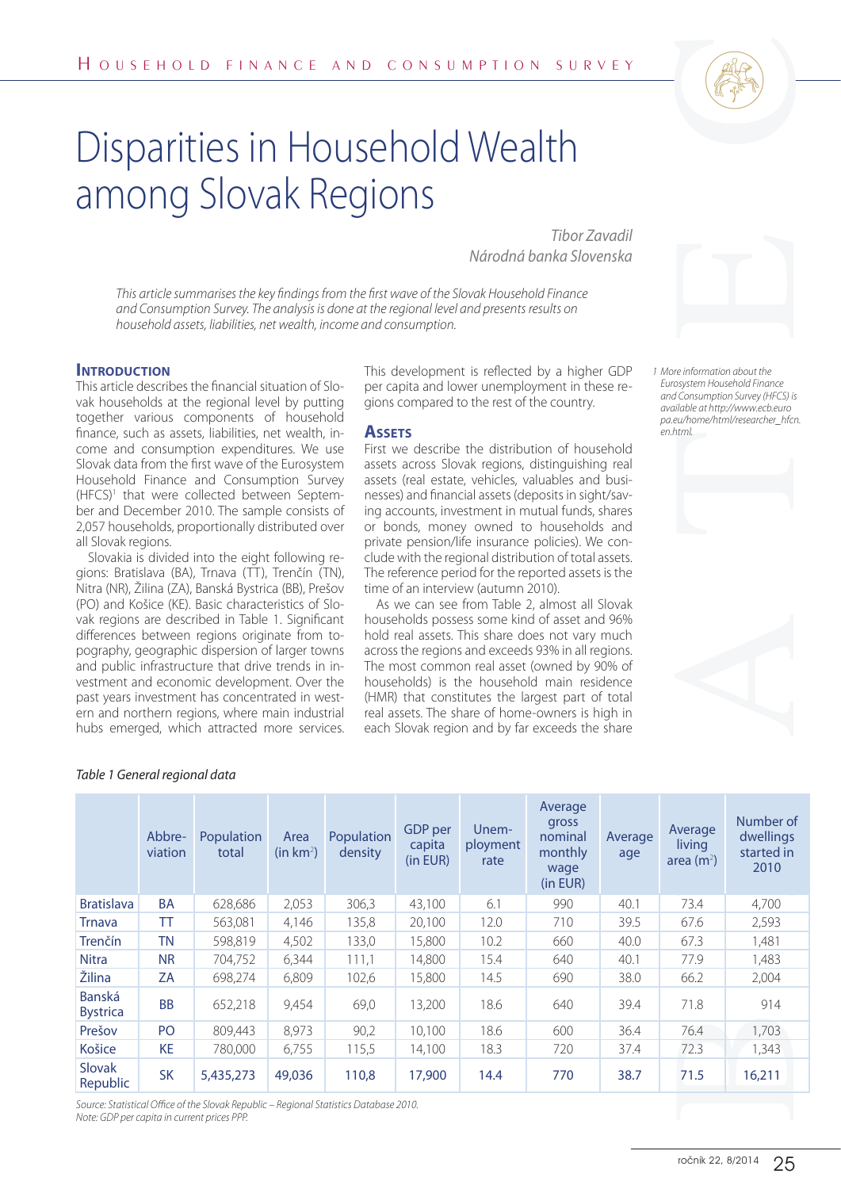# Disparities in Household Wealth among Slovak Regions

*Tibor Zavadil*
*Národná banka Slovenska*

*This article summarises the key findings from the first wave of the Slovak Household Finance and Consumption Survey. The analysis is done at the regional level and presents results on household assets, liabilities, net wealth, income and consumption.*

## Introduction

This article describes the financial situation of Slovak households at the regional level by putting together various components of household finance, such as assets, liabilities, net wealth, income and consumption expenditures. We use Slovak data from the first wave of the Eurosystem Household Finance and Consumption Survey (HFCS)[1] that were collected between September and December 2010. The sample consists of 2,057 households, proportionally distributed over all Slovak regions.

Slovakia is divided into the eight following regions: Bratislava (BA), Trnava (TT), Trenčín (TN), Nitra (NR), Žilina (ZA), Banská Bystrica (BB), Prešov (PO) and Košice (KE). Basic characteristics of Slovak regions are described in Table 1. Significant differences between regions originate from topography, geographic dispersion of larger towns and public infrastructure that drive trends in investment and economic development. Over the past years investment has concentrated in western and northern regions, where main industrial hubs emerged, which attracted more services. This development is reflected by a higher GDP per capita and lower unemployment in these regions compared to the rest of the country.

## Assets

First we describe the distribution of household assets across Slovak regions, distinguishing real assets (real estate, vehicles, valuables and businesses) and financial assets (deposits in sight/saving accounts, investment in mutual funds, shares or bonds, money owned to households and private pension/life insurance policies). We conclude with the regional distribution of total assets. The reference period for the reported assets is the time of an interview (autumn 2010).

As we can see from Table 2, almost all Slovak households possess some kind of asset and 96% hold real assets. This share does not vary much across the regions and exceeds 93% in all regions. The most common real asset (owned by 90% of households) is the household main residence (HMR) that constitutes the largest part of total real assets. The share of home-owners is high in each Slovak region and by far exceeds the share

[1] More information about the Eurosystem Household Finance and Consumption Survey (HFCS) is available at http://www.ecb.europa.eu/home/html/researcher_hfcn.en.html.

*Table 1 General regional data*

| | Abbreviation | Population total | Area (in km$^2$) | Population density | GDP per capita (in EUR) | Unemployment rate | Average gross nominal monthly wage (in EUR) | Average age | Average living area (m$^2$) | Number of dwellings started in 2010 |
|---|---|---|---|---|---|---|---|---|---|---|
| Bratislava | BA | 628,686 | 2,053 | 306,3 | 43,100 | 6.1 | 990 | 40.1 | 73.4 | 4,700 |
| Trnava | TT | 563,081 | 4,146 | 135,8 | 20,100 | 12.0 | 710 | 39.5 | 67.6 | 2,593 |
| Trenčín | TN | 598,819 | 4,502 | 133,0 | 15,800 | 10.2 | 660 | 40.0 | 67.3 | 1,481 |
| Nitra | NR | 704,752 | 6,344 | 111,1 | 14,800 | 15.4 | 640 | 40.1 | 77.9 | 1,483 |
| Žilina | ZA | 698,274 | 6,809 | 102,6 | 15,800 | 14.5 | 690 | 38.0 | 66.2 | 2,004 |
| Banská Bystrica | BB | 652,218 | 9,454 | 69,0 | 13,200 | 18.6 | 640 | 39.4 | 71.8 | 914 |
| Prešov | PO | 809,443 | 8,973 | 90,2 | 10,100 | 18.6 | 600 | 36.4 | 76.4 | 1,703 |
| Košice | KE | 780,000 | 6,755 | 115,5 | 14,100 | 18.3 | 720 | 37.4 | 72.3 | 1,343 |
| Slovak Republic | SK | 5,435,273 | 49,036 | 110,8 | 17,900 | 14.4 | 770 | 38.7 | 71.5 | 16,211 |

*Source: Statistical Office of the Slovak Republic – Regional Statistics Database 2010.*
*Note: GDP per capita in current prices PPP.*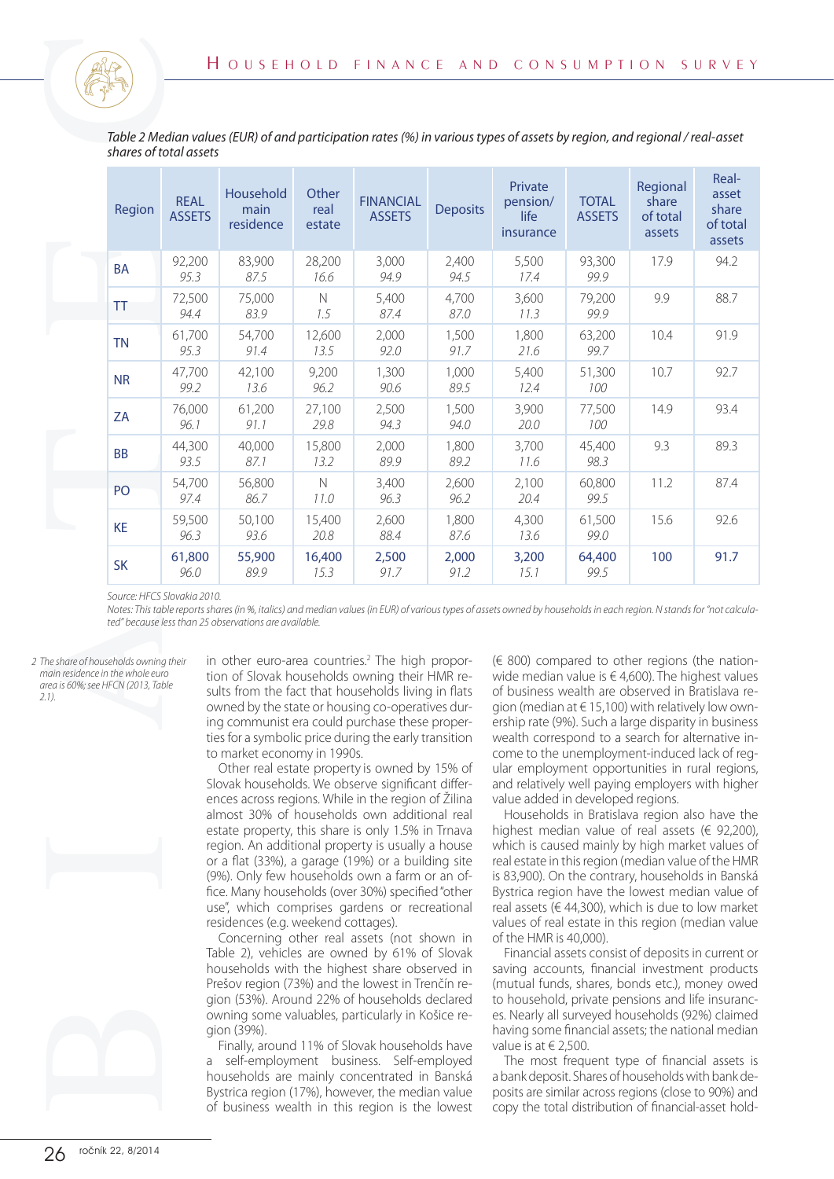*Table 2 Median values (EUR) of and participation rates (%) in various types of assets by region, and regional / real-asset shares of total assets*

| Region | REAL ASSETS | Household main residence | Other real estate | FINANCIAL ASSETS | Deposits | Private pension/ life insurance | TOTAL ASSETS | Regional share of total assets | Real-asset share of total assets |
|---|---|---|---|---|---|---|---|---|---|
| BA | 92,200 *95.3* | 83,900 *87.5* | 28,200 *16.6* | 3,000 *94.9* | 2,400 *94.5* | 5,500 *17.4* | 93,300 *99.9* | 17.9 | 94.2 |
| TT | 72,500 *94.4* | 75,000 *83.9* | N *1.5* | 5,400 *87.4* | 4,700 *87.0* | 3,600 *11.3* | 79,200 *99.9* | 9.9 | 88.7 |
| TN | 61,700 *95.3* | 54,700 *91.4* | 12,600 *13.5* | 2,000 *92.0* | 1,500 *91.7* | 1,800 *21.6* | 63,200 *99.7* | 10.4 | 91.9 |
| NR | 47,700 *99.2* | 42,100 *13.6* | 9,200 *96.2* | 1,300 *90.6* | 1,000 *89.5* | 5,400 *12.4* | 51,300 *100* | 10.7 | 92.7 |
| ZA | 76,000 *96.1* | 61,200 *91.1* | 27,100 *29.8* | 2,500 *94.3* | 1,500 *94.0* | 3,900 *20.0* | 77,500 *100* | 14.9 | 93.4 |
| BB | 44,300 *93.5* | 40,000 *87.1* | 15,800 *13.2* | 2,000 *89.9* | 1,800 *89.2* | 3,700 *11.6* | 45,400 *98.3* | 9.3 | 89.3 |
| PO | 54,700 *97.4* | 56,800 *86.7* | N *11.0* | 3,400 *96.3* | 2,600 *96.2* | 2,100 *20.4* | 60,800 *99.5* | 11.2 | 87.4 |
| KE | 59,500 *96.3* | 50,100 *93.6* | 15,400 *20.8* | 2,600 *88.4* | 1,800 *87.6* | 4,300 *13.6* | 61,500 *99.0* | 15.6 | 92.6 |
| SK | **61,800** *96.0* | **55,900** *89.9* | **16,400** *15.3* | **2,500** *91.7* | **2,000** *91.2* | **3,200** *15.1* | **64,400** *99.5* | **100** | **91.7** |

*Source: HFCS Slovakia 2010.*
*Notes: This table reports shares (in %, italics) and median values (in EUR) of various types of assets owned by households in each region. N stands for "not calculated" because less than 25 observations are available.*

in other euro-area countries.[2] The high proportion of Slovak households owning their HMR results from the fact that households living in flats owned by the state or housing co-operatives during communist era could purchase these properties for a symbolic price during the early transition to market economy in 1990s.

Other real estate property is owned by 15% of Slovak households. We observe significant differences across regions. While in the region of Žilina almost 30% of households own additional real estate property, this share is only 1.5% in Trnava region. An additional property is usually a house or a flat (33%), a garage (19%) or a building site (9%). Only few households own a farm or an office. Many households (over 30%) specified "other use", which comprises gardens or recreational residences (e.g. weekend cottages).

Concerning other real assets (not shown in Table 2), vehicles are owned by 61% of Slovak households with the highest share observed in Prešov region (73%) and the lowest in Trenčín region (53%). Around 22% of households declared owning some valuables, particularly in Košice region (39%).

Finally, around 11% of Slovak households have a self-employment business. Self-employed households are mainly concentrated in Banská Bystrica region (17%), however, the median value of business wealth in this region is the lowest (€ 800) compared to other regions (the nationwide median value is € 4,600). The highest values of business wealth are observed in Bratislava region (median at € 15,100) with relatively low ownership rate (9%). Such a large disparity in business wealth correspond to a search for alternative income to the unemployment-induced lack of regular employment opportunities in rural regions, and relatively well paying employers with higher value added in developed regions.

Households in Bratislava region also have the highest median value of real assets (€ 92,200), which is caused mainly by high market values of real estate in this region (median value of the HMR is 83,900). On the contrary, households in Banská Bystrica region have the lowest median value of real assets (€ 44,300), which is due to low market values of real estate in this region (median value of the HMR is 40,000).

Financial assets consist of deposits in current or saving accounts, financial investment products (mutual funds, shares, bonds etc.), money owed to household, private pensions and life insurances. Nearly all surveyed households (92%) claimed having some financial assets; the national median value is at € 2,500.

The most frequent type of financial assets is a bank deposit. Shares of households with bank deposits are similar across regions (close to 90%) and copy the total distribution of financial-asset hold-

[2] The share of households owning their main residence in the whole euro area is 60%; see HFCN (2013, Table 2.1).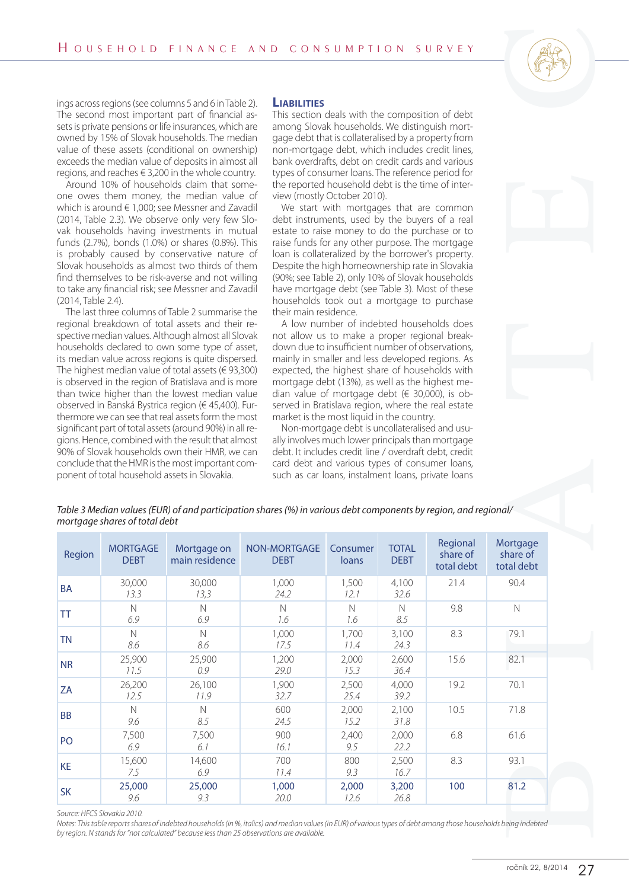ings across regions (see columns 5 and 6 in Table 2). The second most important part of financial assets is private pensions or life insurances, which are owned by 15% of Slovak households. The median value of these assets (conditional on ownership) exceeds the median value of deposits in almost all regions, and reaches € 3,200 in the whole country.

Around 10% of households claim that someone owes them money, the median value of which is around € 1,000; see Messner and Zavadil (2014, Table 2.3). We observe only very few Slovak households having investments in mutual funds (2.7%), bonds (1.0%) or shares (0.8%). This is probably caused by conservative nature of Slovak households as almost two thirds of them find themselves to be risk-averse and not willing to take any financial risk; see Messner and Zavadil (2014, Table 2.4).

The last three columns of Table 2 summarise the regional breakdown of total assets and their respective median values. Although almost all Slovak households declared to own some type of asset, its median value across regions is quite dispersed. The highest median value of total assets (€ 93,300) is observed in the region of Bratislava and is more than twice higher than the lowest median value observed in Banská Bystrica region (€ 45,400). Furthermore we can see that real assets form the most significant part of total assets (around 90%) in all regions. Hence, combined with the result that almost 90% of Slovak households own their HMR, we can conclude that the HMR is the most important component of total household assets in Slovakia.

## Liabilities

This section deals with the composition of debt among Slovak households. We distinguish mortgage debt that is collateralised by a property from non-mortgage debt, which includes credit lines, bank overdrafts, debt on credit cards and various types of consumer loans. The reference period for the reported household debt is the time of interview (mostly October 2010).

We start with mortgages that are common debt instruments, used by the buyers of a real estate to raise money to do the purchase or to raise funds for any other purpose. The mortgage loan is collateralized by the borrower's property. Despite the high homeownership rate in Slovakia (90%; see Table 2), only 10% of Slovak households have mortgage debt (see Table 3). Most of these households took out a mortgage to purchase their main residence.

A low number of indebted households does not allow us to make a proper regional breakdown due to insufficient number of observations, mainly in smaller and less developed regions. As expected, the highest share of households with mortgage debt (13%), as well as the highest median value of mortgage debt (€ 30,000), is observed in Bratislava region, where the real estate market is the most liquid in the country.

Non-mortgage debt is uncollateralised and usually involves much lower principals than mortgage debt. It includes credit line / overdraft debt, credit card debt and various types of consumer loans, such as car loans, instalment loans, private loans

*Table 3 Median values (EUR) of and participation shares (%) in various debt components by region, and regional/mortgage shares of total debt*

| Region | MORTGAGE DEBT | Mortgage on main residence | NON-MORTGAGE DEBT | Consumer loans | TOTAL DEBT | Regional share of total debt | Mortgage share of total debt |
|---|---|---|---|---|---|---|---|
| BA | 30,000<br>*13.3* | 30,000<br>*13,3* | 1,000<br>*24.2* | 1,500<br>*12.1* | 4,100<br>*32.6* | 21.4 | 90.4 |
| TT | N<br>*6.9* | N<br>*6.9* | N<br>*1.6* | N<br>*1.6* | N<br>*8.5* | 9.8 | N |
| TN | N<br>*8.6* | N<br>*8.6* | 1,000<br>*17.5* | 1,700<br>*11.4* | 3,100<br>*24.3* | 8.3 | 79.1 |
| NR | 25,900<br>*11.5* | 25,900<br>*0.9* | 1,200<br>*29.0* | 2,000<br>*15.3* | 2,600<br>*36.4* | 15.6 | 82.1 |
| ZA | 26,200<br>*12.5* | 26,100<br>*11.9* | 1,900<br>*32.7* | 2,500<br>*25.4* | 4,000<br>*39.2* | 19.2 | 70.1 |
| BB | N<br>*9.6* | N<br>*8.5* | 600<br>*24.5* | 2,000<br>*15.2* | 2,100<br>*31.8* | 10.5 | 71.8 |
| PO | 7,500<br>*6.9* | 7,500<br>*6.1* | 900<br>*16.1* | 2,400<br>*9.5* | 2,000<br>*22.2* | 6.8 | 61.6 |
| KE | 15,600<br>*7.5* | 14,600<br>*6.9* | 700<br>*11.4* | 800<br>*9.3* | 2,500<br>*16.7* | 8.3 | 93.1 |
| SK | 25,000<br>*9.6* | 25,000<br>*9.3* | 1,000<br>*20.0* | 2,000<br>*12.6* | 3,200<br>*26.8* | 100 | 81.2 |

*Source: HFCS Slovakia 2010.*

*Notes: This table reports shares of indebted households (in %, italics) and median values (in EUR) of various types of debt among those households being indebted by region. N stands for "not calculated" because less than 25 observations are available.*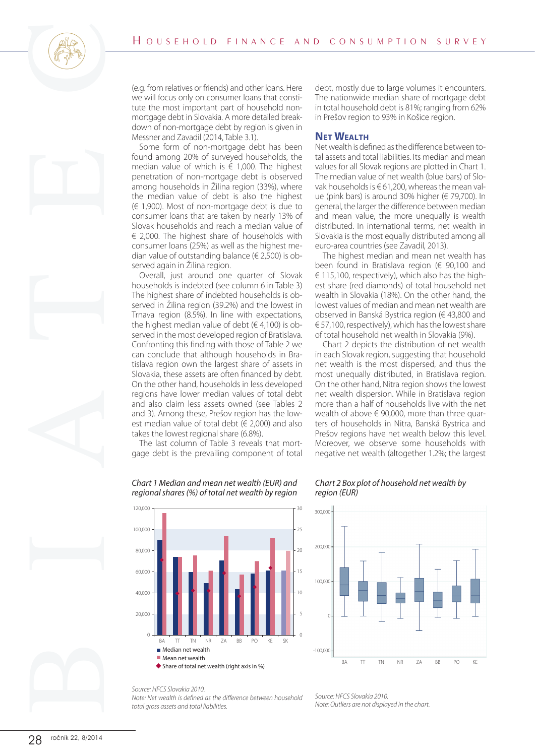(e.g. from relatives or friends) and other loans. Here we will focus only on consumer loans that constitute the most important part of household non-mortgage debt in Slovakia. A more detailed breakdown of non-mortgage debt by region is given in Messner and Zavadil (2014, Table 3.1).

Some form of non-mortgage debt has been found among 20% of surveyed households, the median value of which is € 1,000. The highest penetration of non-mortgage debt is observed among households in Žilina region (33%), where the median value of debt is also the highest (€ 1,900). Most of non-mortgage debt is due to consumer loans that are taken by nearly 13% of Slovak households and reach a median value of € 2,000. The highest share of households with consumer loans (25%) as well as the highest median value of outstanding balance (€ 2,500) is observed again in Žilina region.

Overall, just around one quarter of Slovak households is indebted (see column 6 in Table 3) The highest share of indebted households is observed in Žilina region (39.2%) and the lowest in Trnava region (8.5%). In line with expectations, the highest median value of debt (€ 4,100) is observed in the most developed region of Bratislava. Confronting this finding with those of Table 2 we can conclude that although households in Bratislava region own the largest share of assets in Slovakia, these assets are often financed by debt. On the other hand, households in less developed regions have lower median values of total debt and also claim less assets owned (see Tables 2 and 3). Among these, Prešov region has the lowest median value of total debt (€ 2,000) and also takes the lowest regional share (6.8%).

The last column of Table 3 reveals that mortgage debt is the prevailing component of total debt, mostly due to large volumes it encounters. The nationwide median share of mortgage debt in total household debt is 81%; ranging from 62% in Prešov region to 93% in Košice region.

## Net Wealth

Net wealth is defined as the difference between total assets and total liabilities. Its median and mean values for all Slovak regions are plotted in Chart 1. The median value of net wealth (blue bars) of Slovak households is € 61,200, whereas the mean value (pink bars) is around 30% higher (€ 79,700). In general, the larger the difference between median and mean value, the more unequally is wealth distributed. In international terms, net wealth in Slovakia is the most equally distributed among all euro-area countries (see Zavadil, 2013).

The highest median and mean net wealth has been found in Bratislava region (€ 90,100 and € 115,100, respectively), which also has the highest share (red diamonds) of total household net wealth in Slovakia (18%). On the other hand, the lowest values of median and mean net wealth are observed in Banská Bystrica region (€ 43,800 and € 57,100, respectively), which has the lowest share of total household net wealth in Slovakia (9%).

Chart 2 depicts the distribution of net wealth in each Slovak region, suggesting that household net wealth is the most dispersed, and thus the most unequally distributed, in Bratislava region. On the other hand, Nitra region shows the lowest net wealth dispersion. While in Bratislava region more than a half of households live with the net wealth of above € 90,000, more than three quarters of households in Nitra, Banská Bystrica and Prešov regions have net wealth below this level. Moreover, we observe some households with negative net wealth (altogether 1.2%; the largest

*Chart 1 Median and mean net wealth (EUR) and regional shares (%) of total net wealth by region*

Source: HFCS Slovakia 2010.
Note: Net wealth is defined as the difference between household total gross assets and total liabilities.

*Chart 2 Box plot of household net wealth by region (EUR)*

Source: HFCS Slovakia 2010.
Note: Outliers are not displayed in the chart.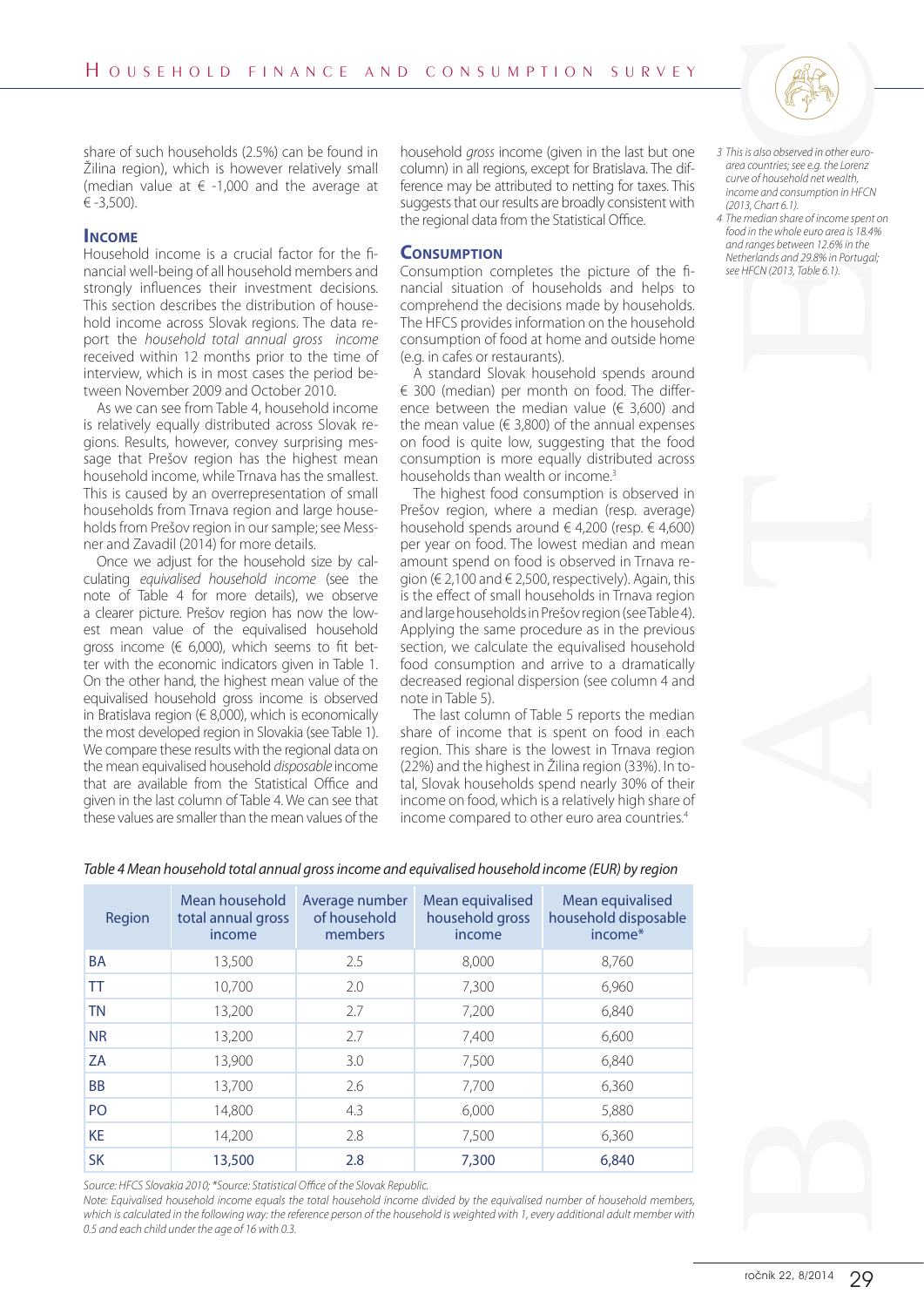share of such households (2.5%) can be found in Žilina region), which is however relatively small (median value at € -1,000 and the average at € -3,500).

## Income

Household income is a crucial factor for the financial well-being of all household members and strongly influences their investment decisions. This section describes the distribution of household income across Slovak regions. The data report the *household total annual gross income* received within 12 months prior to the time of interview, which is in most cases the period between November 2009 and October 2010.

As we can see from Table 4, household income is relatively equally distributed across Slovak regions. Results, however, convey surprising message that Prešov region has the highest mean household income, while Trnava has the smallest. This is caused by an overrepresentation of small households from Trnava region and large households from Prešov region in our sample; see Messner and Zavadil (2014) for more details.

Once we adjust for the household size by calculating *equivalised household income* (see the note of Table 4 for more details), we observe a clearer picture. Prešov region has now the lowest mean value of the equivalised household gross income (€ 6,000), which seems to fit better with the economic indicators given in Table 1. On the other hand, the highest mean value of the equivalised household gross income is observed in Bratislava region (€ 8,000), which is economically the most developed region in Slovakia (see Table 1). We compare these results with the regional data on the mean equivalised household *disposable* income that are available from the Statistical Office and given in the last column of Table 4. We can see that these values are smaller than the mean values of the household *gross* income (given in the last but one column) in all regions, except for Bratislava. The difference may be attributed to netting for taxes. This suggests that our results are broadly consistent with the regional data from the Statistical Office.

## Consumption

Consumption completes the picture of the financial situation of households and helps to comprehend the decisions made by households. The HFCS provides information on the household consumption of food at home and outside home (e.g. in cafes or restaurants).

A standard Slovak household spends around € 300 (median) per month on food. The difference between the median value (€ 3,600) and the mean value (€ 3,800) of the annual expenses on food is quite low, suggesting that the food consumption is more equally distributed across households than wealth or income.[3]

The highest food consumption is observed in Prešov region, where a median (resp. average) household spends around € 4,200 (resp. € 4,600) per year on food. The lowest median and mean amount spend on food is observed in Trnava region (€ 2,100 and € 2,500, respectively). Again, this is the effect of small households in Trnava region and large households in Prešov region (see Table 4). Applying the same procedure as in the previous section, we calculate the equivalised household food consumption and arrive to a dramatically decreased regional dispersion (see column 4 and note in Table 5).

The last column of Table 5 reports the median share of income that is spent on food in each region. This share is the lowest in Trnava region (22%) and the highest in Žilina region (33%). In total, Slovak households spend nearly 30% of their income on food, which is a relatively high share of income compared to other euro area countries.[4]

3 This is also observed in other euro-area countries; see e.g. the Lorenz curve of household net wealth, income and consumption in HFCN (2013, Chart 6.1).

4 The median share of income spent on food in the whole euro area is 18.4% and ranges between 12.6% in the Netherlands and 29.8% in Portugal; see HFCN (2013, Table 6.1).

*Table 4 Mean household total annual gross income and equivalised household income (EUR) by region*

| Region | Mean household total annual gross income | Average number of household members | Mean equivalised household gross income | Mean equivalised household disposable income* |
|---|---|---|---|---|
| BA | 13,500 | 2.5 | 8,000 | 8,760 |
| TT | 10,700 | 2.0 | 7,300 | 6,960 |
| TN | 13,200 | 2.7 | 7,200 | 6,840 |
| NR | 13,200 | 2.7 | 7,400 | 6,600 |
| ZA | 13,900 | 3.0 | 7,500 | 6,840 |
| BB | 13,700 | 2.6 | 7,700 | 6,360 |
| PO | 14,800 | 4.3 | 6,000 | 5,880 |
| KE | 14,200 | 2.8 | 7,500 | 6,360 |
| **SK** | **13,500** | **2.8** | **7,300** | **6,840** |

*Source: HFCS Slovakia 2010; \*Source: Statistical Office of the Slovak Republic.*

*Note: Equivalised household income equals the total household income divided by the equivalised number of household members, which is calculated in the following way: the reference person of the household is weighted with 1, every additional adult member with 0.5 and each child under the age of 16 with 0.3.*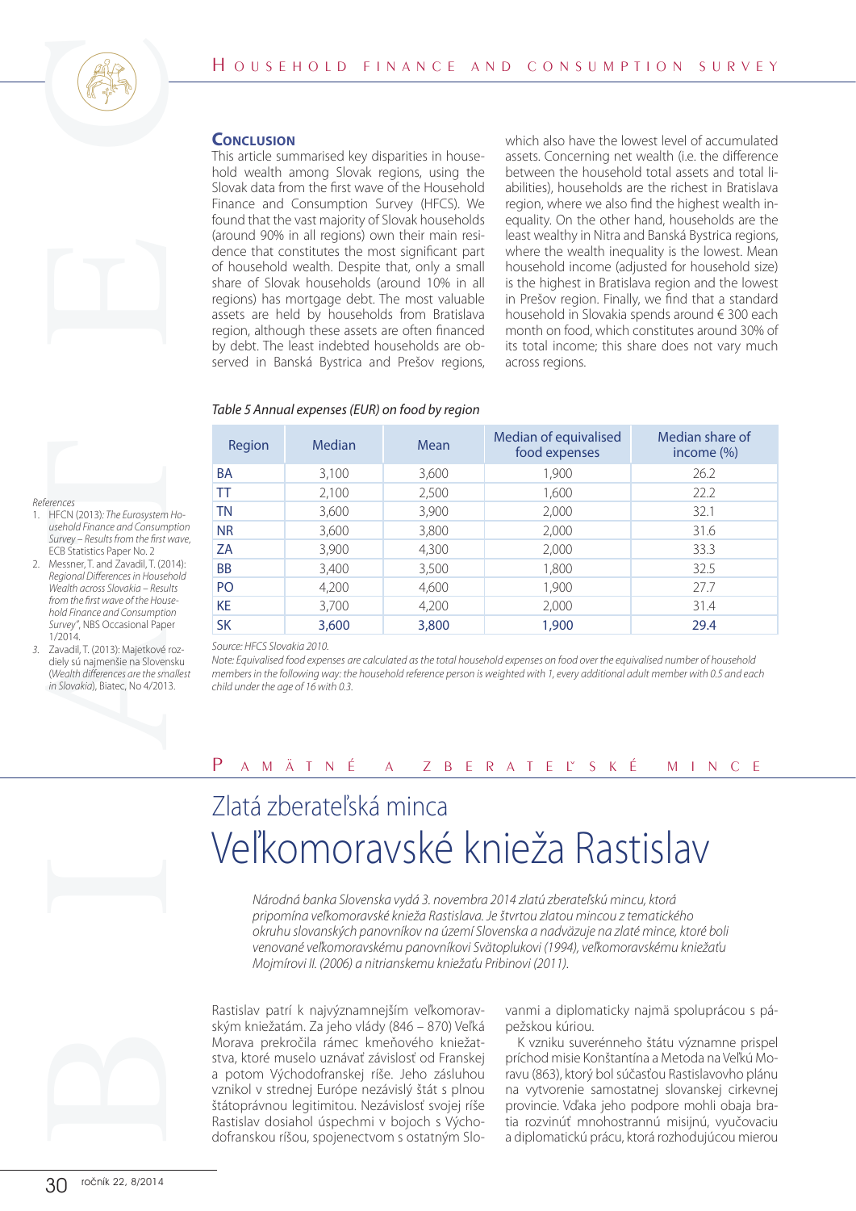## Conclusion

This article summarised key disparities in household wealth among Slovak regions, using the Slovak data from the first wave of the Household Finance and Consumption Survey (HFCS). We found that the vast majority of Slovak households (around 90% in all regions) own their main residence that constitutes the most significant part of household wealth. Despite that, only a small share of Slovak households (around 10% in all regions) has mortgage debt. The most valuable assets are held by households from Bratislava region, although these assets are often financed by debt. The least indebted households are observed in Banská Bystrica and Prešov regions, which also have the lowest level of accumulated assets. Concerning net wealth (i.e. the difference between the household total assets and total liabilities), households are the richest in Bratislava region, where we also find the highest wealth inequality. On the other hand, households are the least wealthy in Nitra and Banská Bystrica regions, where the wealth inequality is the lowest. Mean household income (adjusted for household size) is the highest in Bratislava region and the lowest in Prešov region. Finally, we find that a standard household in Slovakia spends around € 300 each month on food, which constitutes around 30% of its total income; this share does not vary much across regions.

*Table 5 Annual expenses (EUR) on food by region*

| Region | Median | Mean | Median of equivalised food expenses | Median share of income (%) |
|---|---|---|---|---|
| BA | 3,100 | 3,600 | 1,900 | 26.2 |
| TT | 2,100 | 2,500 | 1,600 | 22.2 |
| TN | 3,600 | 3,900 | 2,000 | 32.1 |
| NR | 3,600 | 3,800 | 2,000 | 31.6 |
| ZA | 3,900 | 4,300 | 2,000 | 33.3 |
| BB | 3,400 | 3,500 | 1,800 | 32.5 |
| PO | 4,200 | 4,600 | 1,900 | 27.7 |
| KE | 3,700 | 4,200 | 2,000 | 31.4 |
| SK | 3,600 | 3,800 | 1,900 | 29.4 |

*Source: HFCS Slovakia 2010.*

*Note: Equivalised food expenses are calculated as the total household expenses on food over the equivalised number of household members in the following way: the household reference person is weighted with 1, every additional adult member with 0.5 and each child under the age of 16 with 0.3.*

*References*

1. HFCN (2013): *The Eurosystem Household Finance and Consumption Survey – Results from the first wave*, ECB Statistics Paper No. 2
2. Messner, T. and Zavadil, T. (2014): *Regional Differences in Household Wealth across Slovakia – Results from the first wave of the Household Finance and Consumption Survey"*, NBS Occasional Paper 1/2014.
3. Zavadil, T. (2013): Majetkové rozdiely sú najmenšie na Slovensku (*Wealth differences are the smallest in Slovakia*), Biatec, No 4/2013.

# Pamätné a zberateľské mince

## Zlatá zberateľská minca
# Veľkomoravské knieža Rastislav

*Národná banka Slovenska vydá 3. novembra 2014 zlatú zberateľskú mincu, ktorá pripomína veľkomoravské knieža Rastislava. Je štvrtou zlatou mincou z tematického okruhu slovanských panovníkov na území Slovenska a nadväzuje na zlaté mince, ktoré boli venované veľkomoravskému panovníkovi Svätoplukovi (1994), veľkomoravskému kniežaťu Mojmírovi II. (2006) a nitrianskemu kniežaťu Pribinovi (2011).*

Rastislav patrí k najvýznamnejším veľkomoravským kniežatám. Za jeho vlády (846 – 870) Veľká Morava prekročila rámec kmeňového kniežatstva, ktoré muselo uznávať závislosť od Franskej a potom Východofranskej ríše. Jeho zásluhou vznikol v strednej Európe nezávislý štát s plnou štátoprávnou legitimitou. Nezávislosť svojej ríše Rastislav dosiahol úspechmi v bojoch s Východofranskou ríšou, spojenectvom s ostatným Slovanmi a diplomaticky najmä spoluprácou s pápežskou kúriou.

K vzniku suverénneho štátu významne prispel príchod misie Konštantína a Metoda na Veľkú Moravu (863), ktorý bol súčasťou Rastislavovho plánu na vytvorenie samostatnej slovanskej cirkevnej provincie. Vďaka jeho podpore mohli obaja bratia rozvinúť mnohostrannú misijnú, vyučovaciu a diplomatickú prácu, ktorá rozhodujúcou mierou